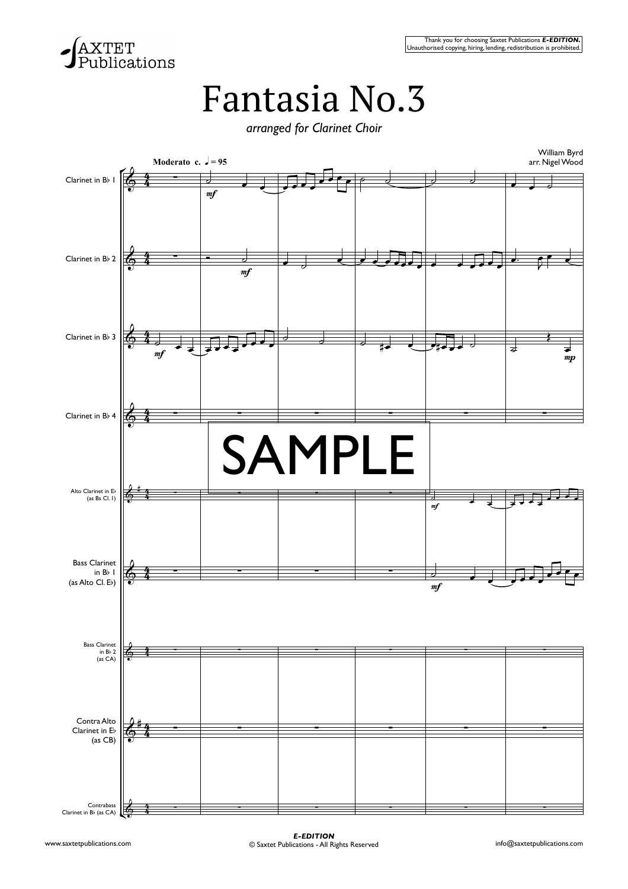Thank you for choosing Saxtet Publications ***E-EDITION.***
Unauthorised copying, hiring, lending, redistribution is prohibited.

SAXTET Publications

# Fantasia No.3

*arranged for Clarinet Choir*

William Byrd
arr. Nigel Wood

**Moderato c. ♩ = 95**

Clarinet in B♭ 1

Clarinet in B♭ 2

Clarinet in B♭ 3

Clarinet in B♭ 4

Alto Clarinet in E♭ (as Bs Cl. 1)

Bass Clarinet in B♭ 1 (as Alto Cl. E♭)

Bass Clarinet in B♭ 2 (as CA)

Contra Alto Clarinet in E♭ (as CB)

Contrabass Clarinet in B♭ (as CA)

SAMPLE

www.saxtetpublications.com

***E-EDITION***
© Saxtet Publications - All Rights Reserved

info@saxtetpublications.com